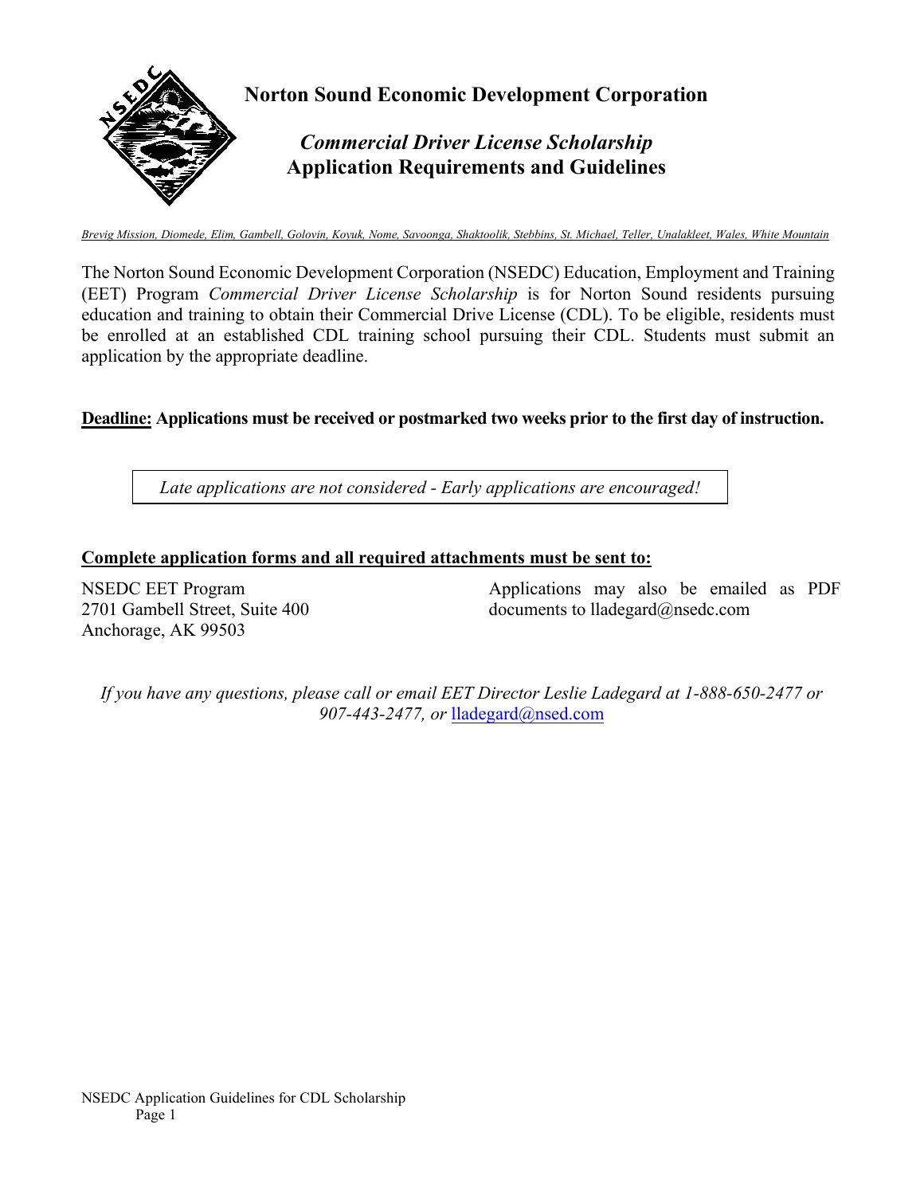# Norton Sound Economic Development Corporation

## *Commercial Driver License Scholarship*
## Application Requirements and Guidelines

*Brevig Mission, Diomede, Elim, Gambell, Golovin, Koyuk, Nome, Savoonga, Shaktoolik, Stebbins, St. Michael, Teller, Unalakleet, Wales, White Mountain*

The Norton Sound Economic Development Corporation (NSEDC) Education, Employment and Training (EET) Program *Commercial Driver License Scholarship* is for Norton Sound residents pursuing education and training to obtain their Commercial Drive License (CDL). To be eligible, residents must be enrolled at an established CDL training school pursuing their CDL. Students must submit an application by the appropriate deadline.

**Deadline: Applications must be received or postmarked two weeks prior to the first day of instruction.**

*Late applications are not considered - Early applications are encouraged!*

**Complete application forms and all required attachments must be sent to:**

NSEDC EET Program
2701 Gambell Street, Suite 400
Anchorage, AK 99503

Applications may also be emailed as PDF documents to lladegard@nsedc.com

*If you have any questions, please call or email EET Director Leslie Ladegard at 1-888-650-2477 or 907-443-2477, or* lladegard@nsed.com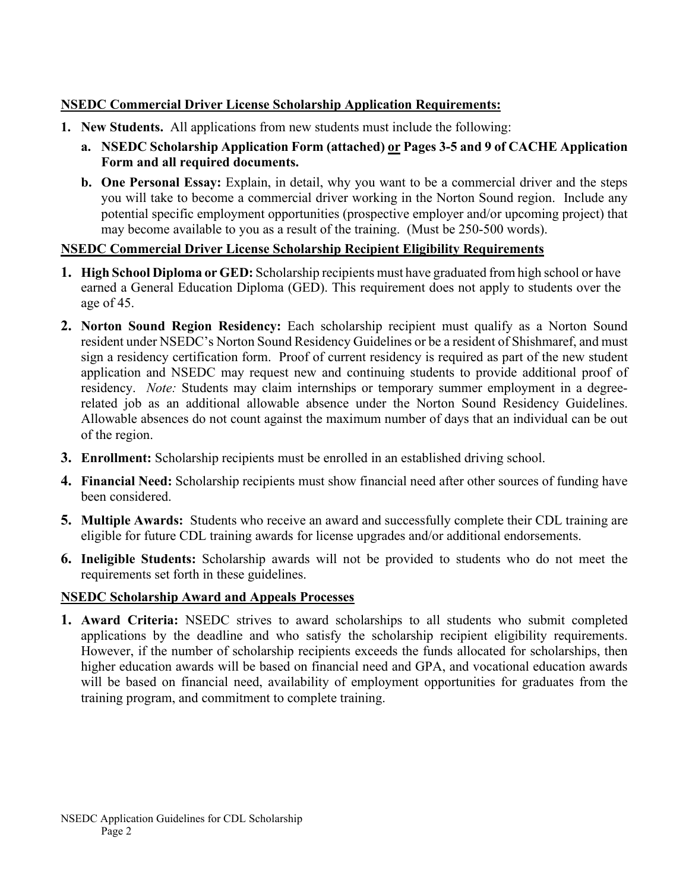**NSEDC Commercial Driver License Scholarship Application Requirements:**

1. **New Students.** All applications from new students must include the following:
   a. **NSEDC Scholarship Application Form (attached) or Pages 3-5 and 9 of CACHE Application Form and all required documents.**
   b. **One Personal Essay:** Explain, in detail, why you want to be a commercial driver and the steps you will take to become a commercial driver working in the Norton Sound region. Include any potential specific employment opportunities (prospective employer and/or upcoming project) that may become available to you as a result of the training. (Must be 250-500 words).

**NSEDC Commercial Driver License Scholarship Recipient Eligibility Requirements**

1. **High School Diploma or GED:** Scholarship recipients must have graduated from high school or have earned a General Education Diploma (GED). This requirement does not apply to students over the age of 45.
2. **Norton Sound Region Residency:** Each scholarship recipient must qualify as a Norton Sound resident under NSEDC's Norton Sound Residency Guidelines or be a resident of Shishmaref, and must sign a residency certification form. Proof of current residency is required as part of the new student application and NSEDC may request new and continuing students to provide additional proof of residency. *Note:* Students may claim internships or temporary summer employment in a degree-related job as an additional allowable absence under the Norton Sound Residency Guidelines. Allowable absences do not count against the maximum number of days that an individual can be out of the region.
3. **Enrollment:** Scholarship recipients must be enrolled in an established driving school.
4. **Financial Need:** Scholarship recipients must show financial need after other sources of funding have been considered.
5. **Multiple Awards:** Students who receive an award and successfully complete their CDL training are eligible for future CDL training awards for license upgrades and/or additional endorsements.
6. **Ineligible Students:** Scholarship awards will not be provided to students who do not meet the requirements set forth in these guidelines.

**NSEDC Scholarship Award and Appeals Processes**

1. **Award Criteria:** NSEDC strives to award scholarships to all students who submit completed applications by the deadline and who satisfy the scholarship recipient eligibility requirements. However, if the number of scholarship recipients exceeds the funds allocated for scholarships, then higher education awards will be based on financial need and GPA, and vocational education awards will be based on financial need, availability of employment opportunities for graduates from the training program, and commitment to complete training.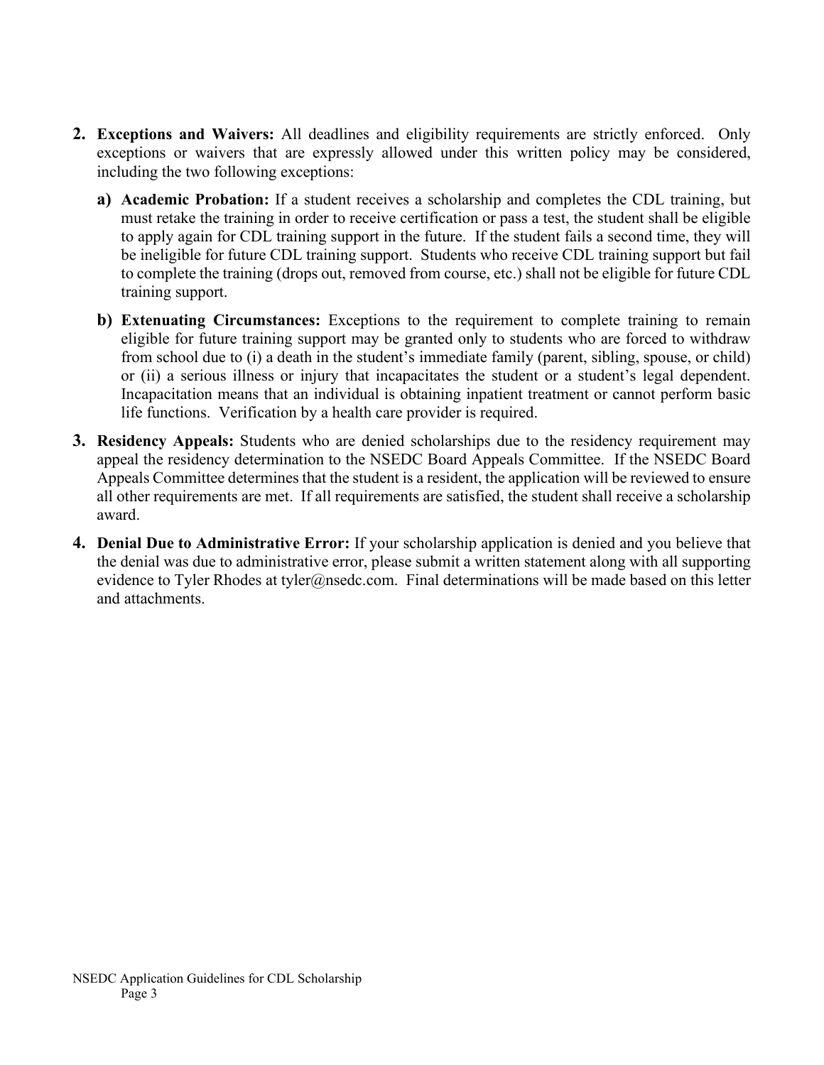2. **Exceptions and Waivers:** All deadlines and eligibility requirements are strictly enforced. Only exceptions or waivers that are expressly allowed under this written policy may be considered, including the two following exceptions:

   a) **Academic Probation:** If a student receives a scholarship and completes the CDL training, but must retake the training in order to receive certification or pass a test, the student shall be eligible to apply again for CDL training support in the future. If the student fails a second time, they will be ineligible for future CDL training support. Students who receive CDL training support but fail to complete the training (drops out, removed from course, etc.) shall not be eligible for future CDL training support.

   b) **Extenuating Circumstances:** Exceptions to the requirement to complete training to remain eligible for future training support may be granted only to students who are forced to withdraw from school due to (i) a death in the student's immediate family (parent, sibling, spouse, or child) or (ii) a serious illness or injury that incapacitates the student or a student's legal dependent. Incapacitation means that an individual is obtaining inpatient treatment or cannot perform basic life functions. Verification by a health care provider is required.

3. **Residency Appeals:** Students who are denied scholarships due to the residency requirement may appeal the residency determination to the NSEDC Board Appeals Committee. If the NSEDC Board Appeals Committee determines that the student is a resident, the application will be reviewed to ensure all other requirements are met. If all requirements are satisfied, the student shall receive a scholarship award.

4. **Denial Due to Administrative Error:** If your scholarship application is denied and you believe that the denial was due to administrative error, please submit a written statement along with all supporting evidence to Tyler Rhodes at tyler@nsedc.com. Final determinations will be made based on this letter and attachments.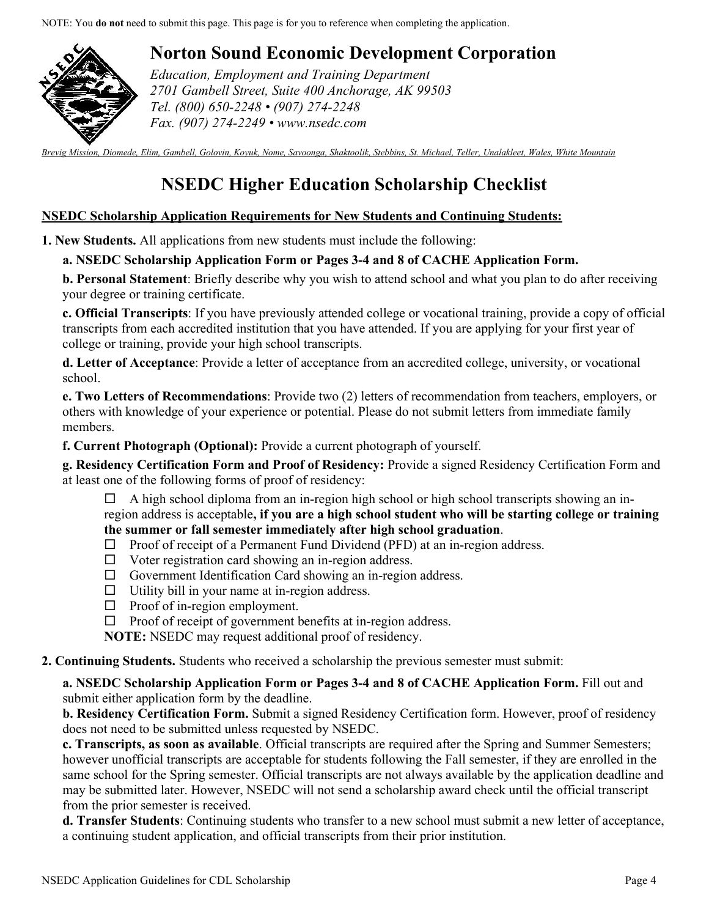NOTE: You **do not** need to submit this page. This page is for you to reference when completing the application.

# Norton Sound Economic Development Corporation

*Education, Employment and Training Department*
*2701 Gambell Street, Suite 400 Anchorage, AK 99503*
*Tel. (800) 650-2248 • (907) 274-2248*
*Fax. (907) 274-2249 • www.nsedc.com*

*Brevig Mission, Diomede, Elim, Gambell, Golovin, Koyuk, Nome, Savoonga, Shaktoolik, Stebbins, St. Michael, Teller, Unalakleet, Wales, White Mountain*

## NSEDC Higher Education Scholarship Checklist

**NSEDC Scholarship Application Requirements for New Students and Continuing Students:**

**1. New Students.** All applications from new students must include the following:

**a. NSEDC Scholarship Application Form or Pages 3-4 and 8 of CACHE Application Form.**

**b. Personal Statement**: Briefly describe why you wish to attend school and what you plan to do after receiving your degree or training certificate.

**c. Official Transcripts**: If you have previously attended college or vocational training, provide a copy of official transcripts from each accredited institution that you have attended. If you are applying for your first year of college or training, provide your high school transcripts.

**d. Letter of Acceptance**: Provide a letter of acceptance from an accredited college, university, or vocational school.

**e. Two Letters of Recommendations**: Provide two (2) letters of recommendation from teachers, employers, or others with knowledge of your experience or potential. Please do not submit letters from immediate family members.

**f. Current Photograph (Optional):** Provide a current photograph of yourself.

**g. Residency Certification Form and Proof of Residency:** Provide a signed Residency Certification Form and at least one of the following forms of proof of residency:

- ☐ A high school diploma from an in-region high school or high school transcripts showing an in-region address is acceptable**, if you are a high school student who will be starting college or training the summer or fall semester immediately after high school graduation**.
- ☐ Proof of receipt of a Permanent Fund Dividend (PFD) at an in-region address.
- ☐ Voter registration card showing an in-region address.
- ☐ Government Identification Card showing an in-region address.
- ☐ Utility bill in your name at in-region address.
- ☐ Proof of in-region employment.
- ☐ Proof of receipt of government benefits at in-region address.

**NOTE:** NSEDC may request additional proof of residency.

**2. Continuing Students.** Students who received a scholarship the previous semester must submit:

**a. NSEDC Scholarship Application Form or Pages 3-4 and 8 of CACHE Application Form.** Fill out and submit either application form by the deadline.

**b. Residency Certification Form.** Submit a signed Residency Certification form. However, proof of residency does not need to be submitted unless requested by NSEDC.

**c. Transcripts, as soon as available**. Official transcripts are required after the Spring and Summer Semesters; however unofficial transcripts are acceptable for students following the Fall semester, if they are enrolled in the same school for the Spring semester. Official transcripts are not always available by the application deadline and may be submitted later. However, NSEDC will not send a scholarship award check until the official transcript from the prior semester is received.

**d. Transfer Students**: Continuing students who transfer to a new school must submit a new letter of acceptance, a continuing student application, and official transcripts from their prior institution.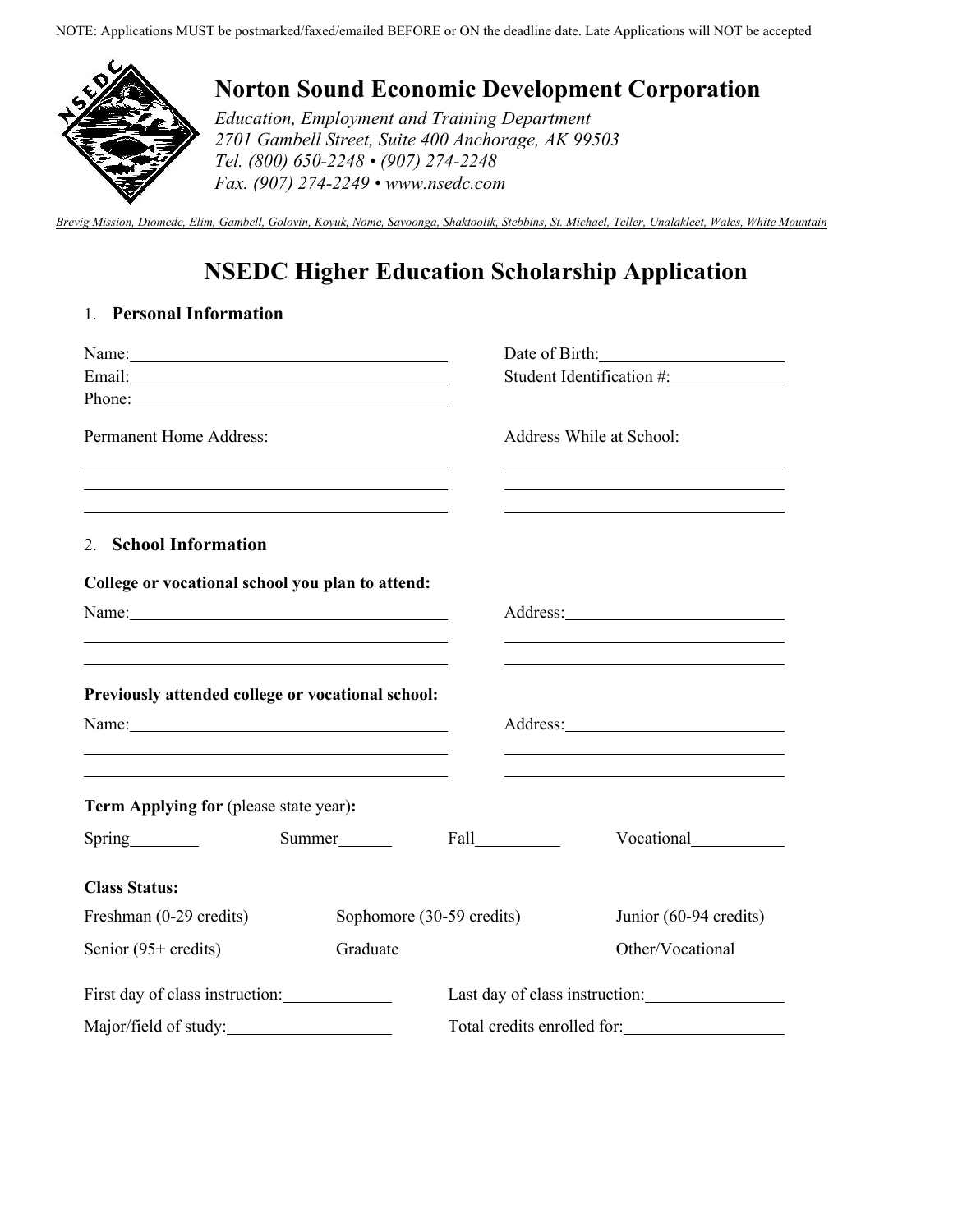NOTE: Applications MUST be postmarked/faxed/emailed BEFORE or ON the deadline date. Late Applications will NOT be accepted

## Norton Sound Economic Development Corporation

*Education, Employment and Training Department*
*2701 Gambell Street, Suite 400 Anchorage, AK 99503*
*Tel. (800) 650-2248 • (907) 274-2248*
*Fax. (907) 274-2249 • www.nsedc.com*

*Brevig Mission, Diomede, Elim, Gambell, Golovin, Koyuk, Nome, Savoonga, Shaktoolik, Stebbins, St. Michael, Teller, Unalakleet, Wales, White Mountain*

# NSEDC Higher Education Scholarship Application

1. **Personal Information**

Name:______________________________ Date of Birth:____________________

Email:______________________________ Student Identification #:____________

Phone:______________________________

Permanent Home Address: Address While at School:

______________________________ ______________________________

______________________________ ______________________________

______________________________ ______________________________

2. **School Information**

**College or vocational school you plan to attend:**

Name:______________________________ Address:______________________

______________________________ ______________________________

______________________________ ______________________________

**Previously attended college or vocational school:**

Name:______________________________ Address:______________________

______________________________ ______________________________

______________________________ ______________________________

**Term Applying for** (please state year)**:**

Spring________ Summer______ Fall_________ Vocational__________

**Class Status:**

Freshman (0-29 credits) Sophomore (30-59 credits) Junior (60-94 credits)

Senior (95+ credits) Graduate Other/Vocational

First day of class instruction:____________ Last day of class instruction:______________

Major/field of study:__________________ Total credits enrolled for:_________________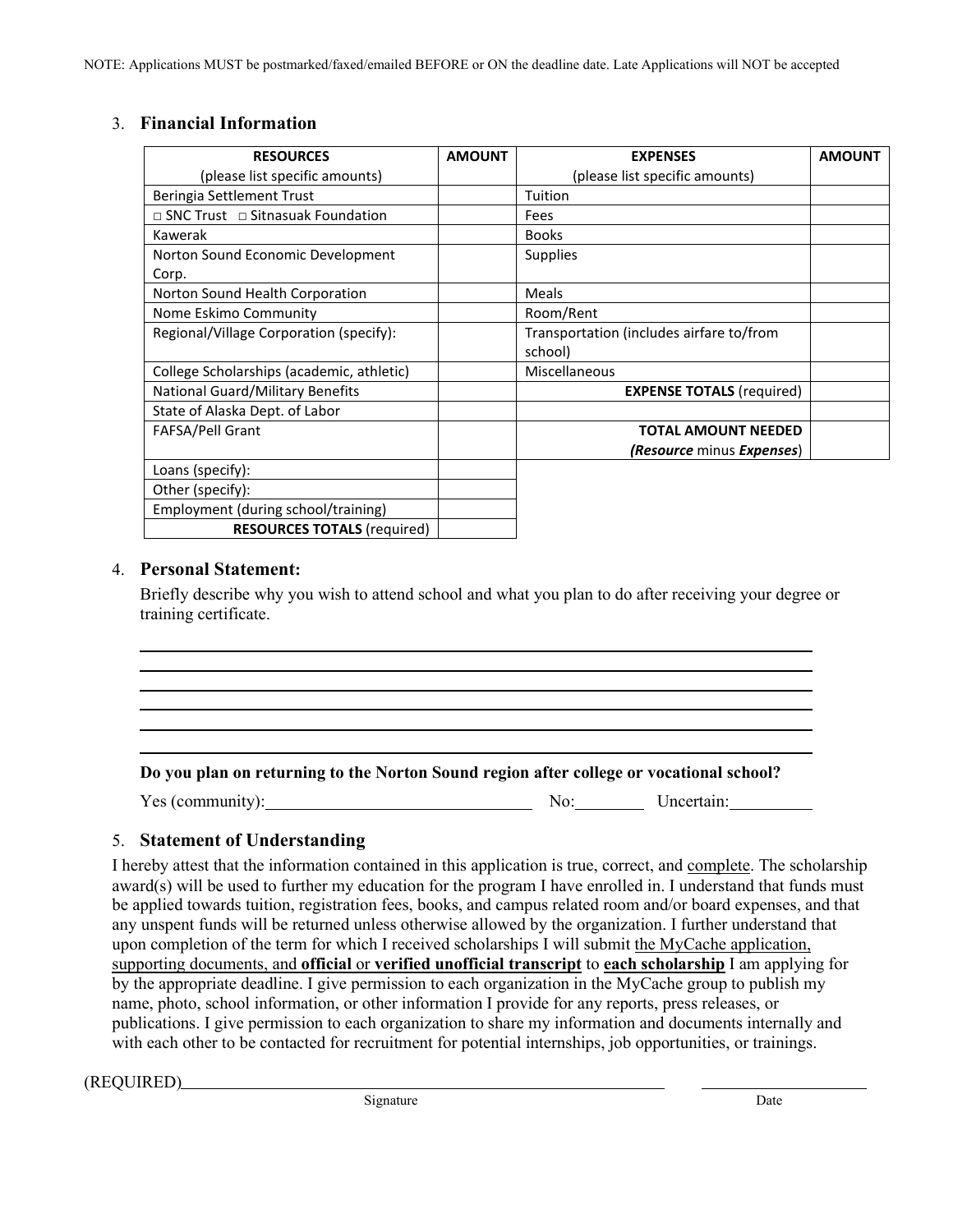NOTE: Applications MUST be postmarked/faxed/emailed BEFORE or ON the deadline date. Late Applications will NOT be accepted

3. **Financial Information**

| **RESOURCES** (please list specific amounts) | **AMOUNT** | **EXPENSES** (please list specific amounts) | **AMOUNT** |
|---|---|---|---|
| Beringia Settlement Trust | | Tuition | |
| □ SNC Trust □ Sitnasuak Foundation | | Fees | |
| Kawerak | | Books | |
| Norton Sound Economic Development Corp. | | Supplies | |
| Norton Sound Health Corporation | | Meals | |
| Nome Eskimo Community | | Room/Rent | |
| Regional/Village Corporation (specify): | | Transportation (includes airfare to/from school) | |
| College Scholarships (academic, athletic) | | Miscellaneous | |
| National Guard/Military Benefits | | **EXPENSE TOTALS** (required) | |
| State of Alaska Dept. of Labor | | | |
| FAFSA/Pell Grant | | **TOTAL AMOUNT NEEDED** (***Resource*** minus ***Expenses***) | |
| Loans (specify): | | | |
| Other (specify): | | | |
| Employment (during school/training) | | | |
| **RESOURCES TOTALS** (required) | | | |

4. **Personal Statement:**

   Briefly describe why you wish to attend school and what you plan to do after receiving your degree or training certificate.

   ______________________________________________________________________

   ______________________________________________________________________

   ______________________________________________________________________

   ______________________________________________________________________

   ______________________________________________________________________

   ______________________________________________________________________

   **Do you plan on returning to the Norton Sound region after college or vocational school?**

   Yes (community):______________________ No:________ Uncertain:__________

5. **Statement of Understanding**

I hereby attest that the information contained in this application is true, correct, and complete. The scholarship award(s) will be used to further my education for the program I have enrolled in. I understand that funds must be applied towards tuition, registration fees, books, and campus related room and/or board expenses, and that any unspent funds will be returned unless otherwise allowed by the organization. I further understand that upon completion of the term for which I received scholarships I will submit the MyCache application, supporting documents, and **official** or **verified unofficial transcript** to **each scholarship** I am applying for by the appropriate deadline. I give permission to each organization in the MyCache group to publish my name, photo, school information, or other information I provide for any reports, press releases, or publications. I give permission to each organization to share my information and documents internally and with each other to be contacted for recruitment for potential internships, job opportunities, or trainings.

(REQUIRED)______________________________________________ ____________________

Signature Date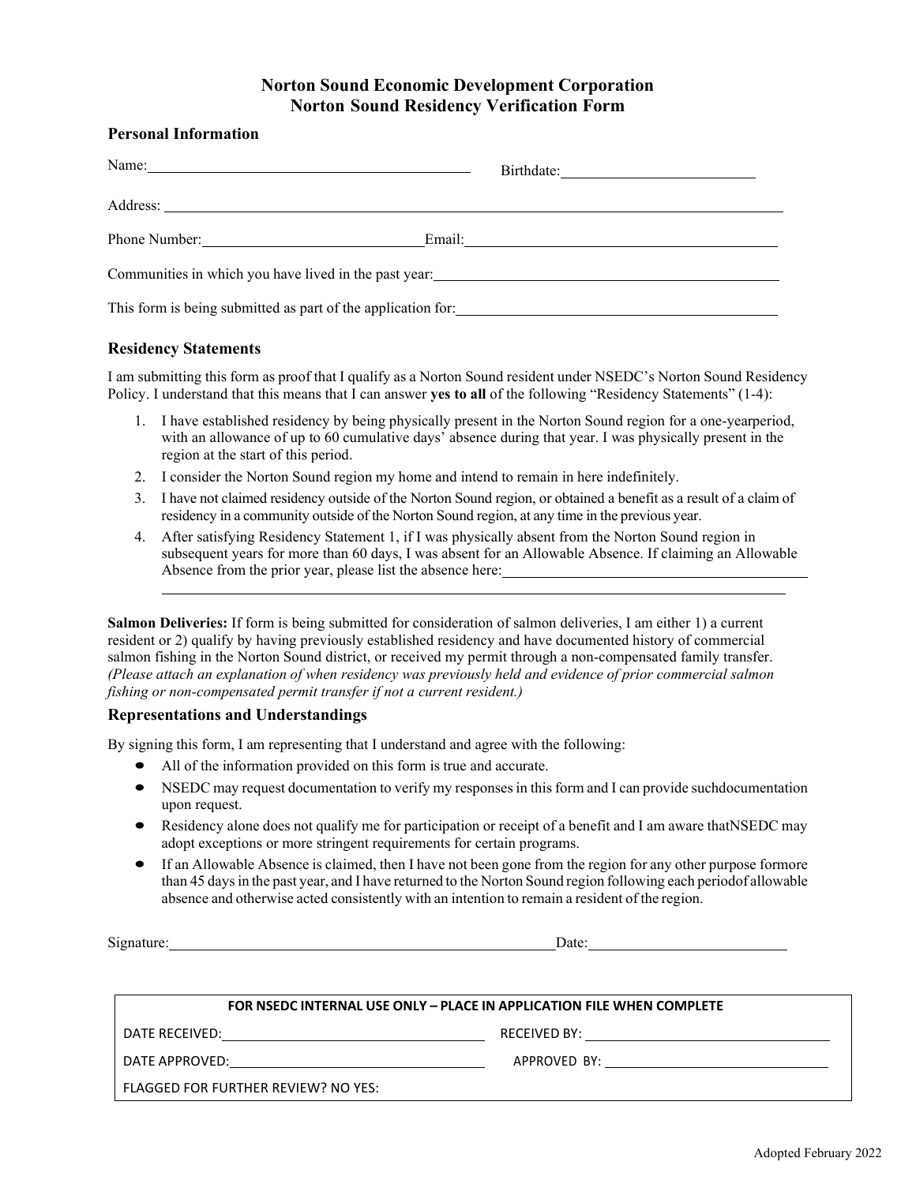# Norton Sound Economic Development Corporation
# Norton Sound Residency Verification Form

### Personal Information

Name:______________________________ Birthdate:____________________

Address: ______________________________________________________________

Phone Number:____________________ Email:______________________________

Communities in which you have lived in the past year:______________________________

This form is being submitted as part of the application for:______________________________

### Residency Statements

I am submitting this form as proof that I qualify as a Norton Sound resident under NSEDC's Norton Sound Residency Policy. I understand that this means that I can answer **yes to all** of the following "Residency Statements" (1-4):

1. I have established residency by being physically present in the Norton Sound region for a one-yearperiod, with an allowance of up to 60 cumulative days' absence during that year. I was physically present in the region at the start of this period.
2. I consider the Norton Sound region my home and intend to remain in here indefinitely.
3. I have not claimed residency outside of the Norton Sound region, or obtained a benefit as a result of a claim of residency in a community outside of the Norton Sound region, at any time in the previous year.
4. After satisfying Residency Statement 1, if I was physically absent from the Norton Sound region in subsequent years for more than 60 days, I was absent for an Allowable Absence. If claiming an Allowable Absence from the prior year, please list the absence here:______________________________

   ______________________________________________________________

**Salmon Deliveries:** If form is being submitted for consideration of salmon deliveries, I am either 1) a current resident or 2) qualify by having previously established residency and have documented history of commercial salmon fishing in the Norton Sound district, or received my permit through a non-compensated family transfer. *(Please attach an explanation of when residency was previously held and evidence of prior commercial salmon fishing or non-compensated permit transfer if not a current resident.)*

### Representations and Understandings

By signing this form, I am representing that I understand and agree with the following:

- All of the information provided on this form is true and accurate.
- NSEDC may request documentation to verify my responses in this form and I can provide suchdocumentation upon request.
- Residency alone does not qualify me for participation or receipt of a benefit and I am aware thatNSEDC may adopt exceptions or more stringent requirements for certain programs.
- If an Allowable Absence is claimed, then I have not been gone from the region for any other purpose formore than 45 days in the past year, and I have returned to the Norton Sound region following each periodof allowable absence and otherwise acted consistently with an intention to remain a resident of the region.

Signature:______________________________ Date:____________________

| FOR NSEDC INTERNAL USE ONLY – PLACE IN APPLICATION FILE WHEN COMPLETE | |
|---|---|
| DATE RECEIVED:____________________ | RECEIVED BY:____________________ |
| DATE APPROVED:____________________ | APPROVED BY:____________________ |
| FLAGGED FOR FURTHER REVIEW? NO YES: | |

Adopted February 2022